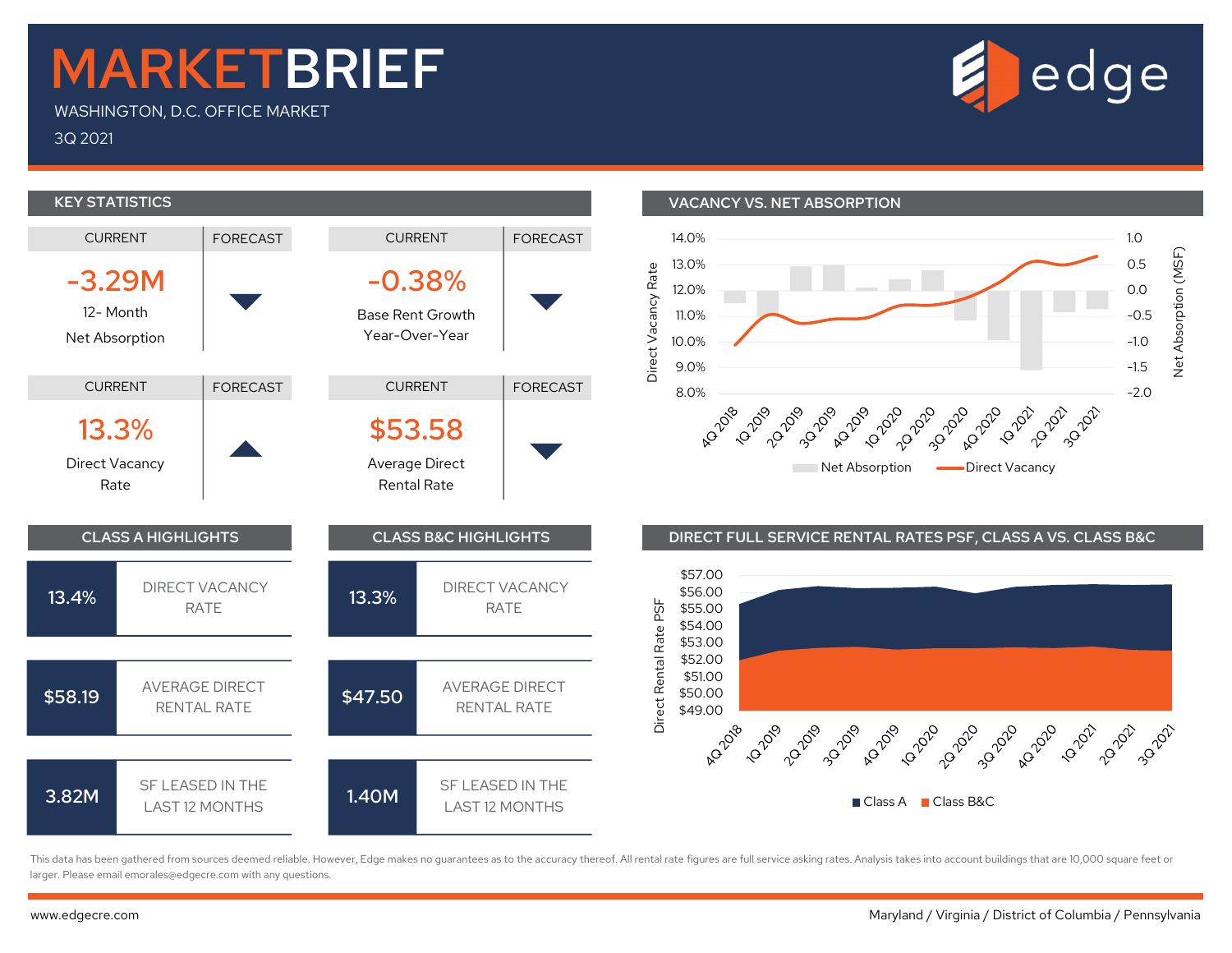# MARKETBRIEF

WASHINGTON, D.C. OFFICE MARKET

3Q 2021

edge

## KEY STATISTICS

| CURRENT | FORECAST |
|---|---|
| **-3.29M** 12- Month Net Absorption | ▼ |
| **-0.38%** Base Rent Growth Year-Over-Year | ▼ |
| **13.3%** Direct Vacancy Rate | ▲ |
| **$53.58** Average Direct Rental Rate | ▼ |

## VACANCY VS. NET ABSORPTION

Direct Vacancy Rate: 14.0%, 13.0%, 12.0%, 11.0%, 10.0%, 9.0%, 8.0%

Net Absorption (MSF): 1.0, 0.5, 0.0, -0.5, -1.0, -1.5, -2.0

4Q 2018, 1Q 2019, 2Q 2019, 3Q 2019, 4Q 2019, 1Q 2020, 2Q 2020, 3Q 2020, 4Q 2020, 1Q 2021, 2Q 2021, 3Q 2021

Net Absorption — Direct Vacancy

## CLASS A HIGHLIGHTS

| | |
|---|---|
| 13.4% | DIRECT VACANCY RATE |
| $58.19 | AVERAGE DIRECT RENTAL RATE |
| 3.82M | SF LEASED IN THE LAST 12 MONTHS |

## CLASS B&C HIGHLIGHTS

| | |
|---|---|
| 13.3% | DIRECT VACANCY RATE |
| $47.50 | AVERAGE DIRECT RENTAL RATE |
| 1.40M | SF LEASED IN THE LAST 12 MONTHS |

## DIRECT FULL SERVICE RENTAL RATES PSF, CLASS A VS. CLASS B&C

Direct Rental Rate PSF: $57.00, $56.00, $55.00, $54.00, $53.00, $52.00, $51.00, $50.00, $49.00

4Q 2018, 1Q 2019, 2Q 2019, 3Q 2019, 4Q 2019, 1Q 2020, 2Q 2020, 3Q 2020, 4Q 2020, 1Q 2021, 2Q 2021, 3Q 2021

Class A — Class B&C

This data has been gathered from sources deemed reliable. However, Edge makes no guarantees as to the accuracy thereof. All rental rate figures are full service asking rates. Analysis takes into account buildings that are 10,000 square feet or larger. Please email emorales@edgecre.com with any questions.

www.edgecre.com

Maryland / Virginia / District of Columbia / Pennsylvania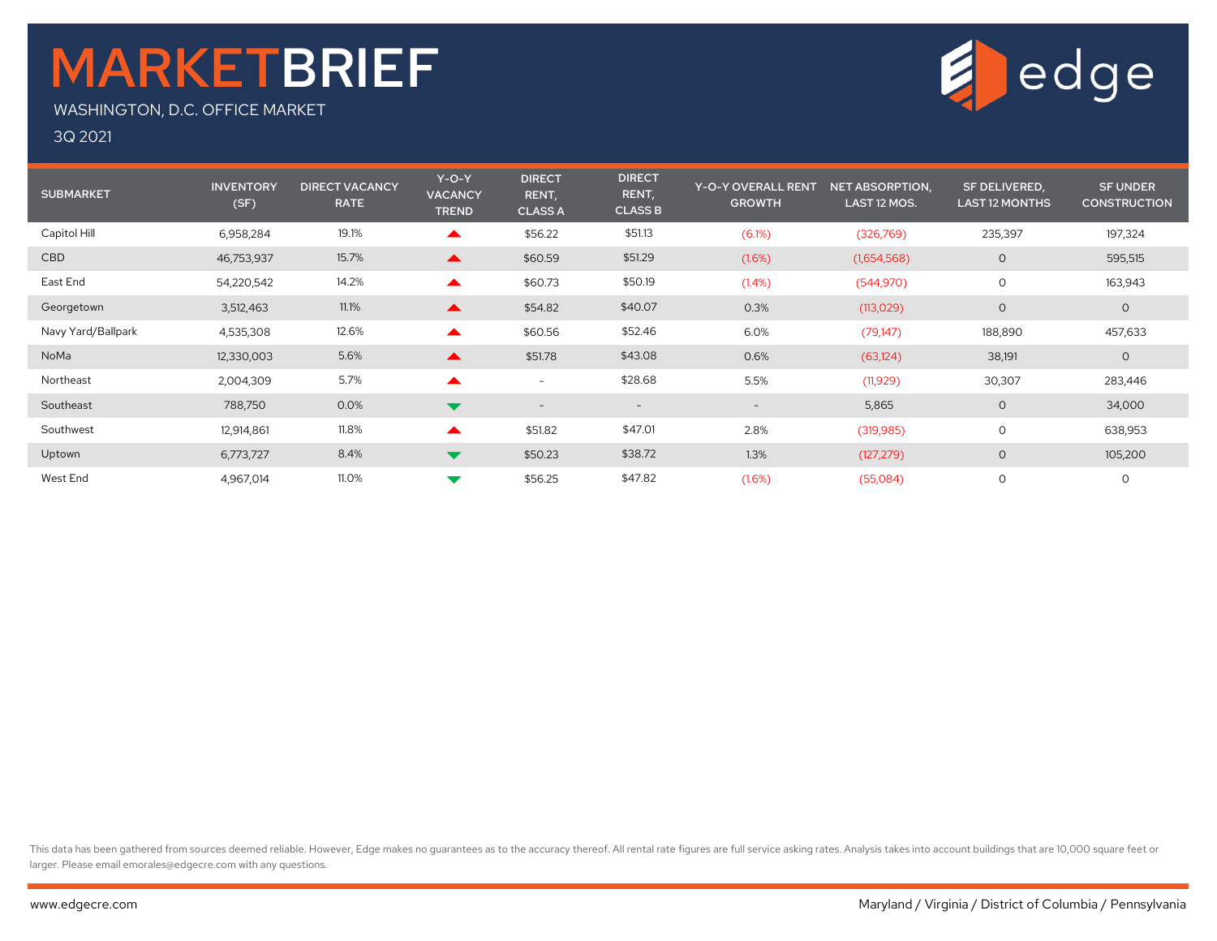# MARKETBRIEF

WASHINGTON, D.C. OFFICE MARKET

3Q 2021

| SUBMARKET | INVENTORY (SF) | DIRECT VACANCY RATE | Y-O-Y VACANCY TREND | DIRECT RENT, CLASS A | DIRECT RENT, CLASS B | Y-O-Y OVERALL RENT GROWTH | NET ABSORPTION, LAST 12 MOS. | SF DELIVERED, LAST 12 MONTHS | SF UNDER CONSTRUCTION |
|---|---|---|---|---|---|---|---|---|---|
| Capitol Hill | 6,958,284 | 19.1% | ▲ | $56.22 | $51.13 | (6.1%) | (326,769) | 235,397 | 197,324 |
| CBD | 46,753,937 | 15.7% | ▲ | $60.59 | $51.29 | (1.6%) | (1,654,568) | 0 | 595,515 |
| East End | 54,220,542 | 14.2% | ▲ | $60.73 | $50.19 | (1.4%) | (544,970) | 0 | 163,943 |
| Georgetown | 3,512,463 | 11.1% | ▲ | $54.82 | $40.07 | 0.3% | (113,029) | 0 | 0 |
| Navy Yard/Ballpark | 4,535,308 | 12.6% | ▲ | $60.56 | $52.46 | 6.0% | (79,147) | 188,890 | 457,633 |
| NoMa | 12,330,003 | 5.6% | ▲ | $51.78 | $43.08 | 0.6% | (63,124) | 38,191 | 0 |
| Northeast | 2,004,309 | 5.7% | ▲ | - | $28.68 | 5.5% | (11,929) | 30,307 | 283,446 |
| Southeast | 788,750 | 0.0% | ▼ | - | - | - | 5,865 | 0 | 34,000 |
| Southwest | 12,914,861 | 11.8% | ▲ | $51.82 | $47.01 | 2.8% | (319,985) | 0 | 638,953 |
| Uptown | 6,773,727 | 8.4% | ▼ | $50.23 | $38.72 | 1.3% | (127,279) | 0 | 105,200 |
| West End | 4,967,014 | 11.0% | ▼ | $56.25 | $47.82 | (1.6%) | (55,084) | 0 | 0 |

This data has been gathered from sources deemed reliable. However, Edge makes no guarantees as to the accuracy thereof. All rental rate figures are full service asking rates. Analysis takes into account buildings that are 10,000 square feet or larger. Please email emorales@edgecre.com with any questions.

www.edgecre.com

Maryland / Virginia / District of Columbia / Pennsylvania